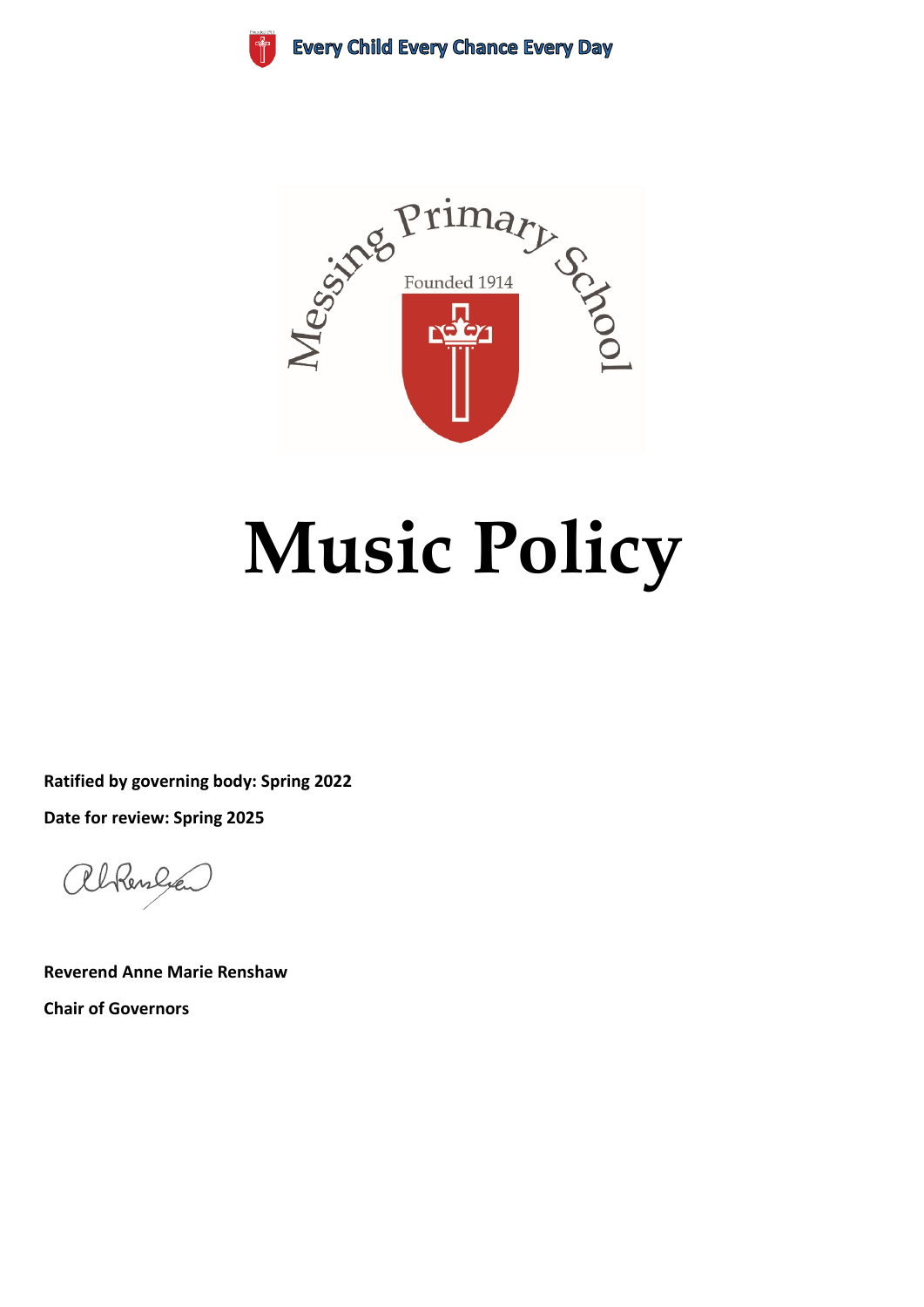Every Child Every Chance Every Day

Messing Primary School

Founded 1914

# Music Policy

**Ratified by governing body: Spring 2022**

**Date for review: Spring 2025**

**Reverend Anne Marie Renshaw**

**Chair of Governors**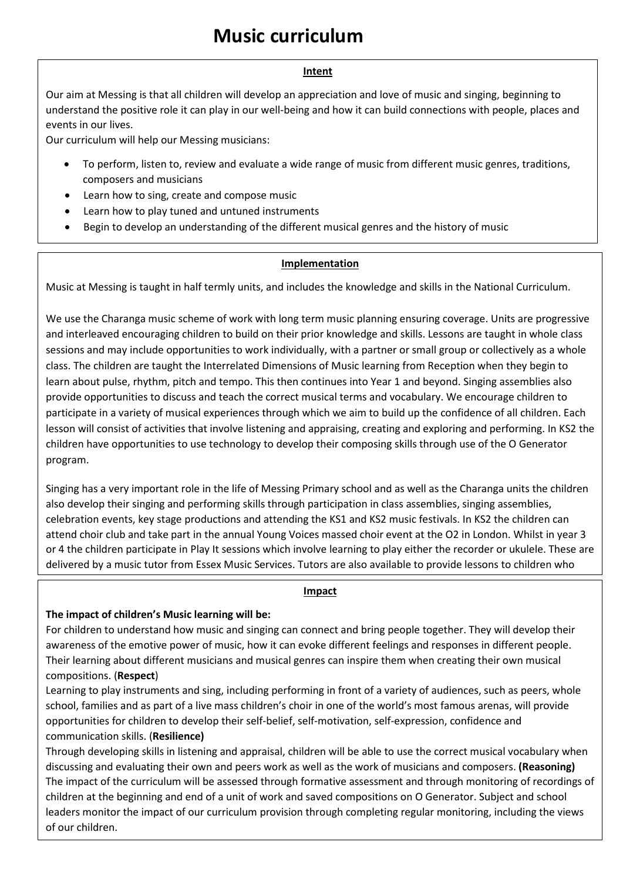# Music curriculum

## Intent

Our aim at Messing is that all children will develop an appreciation and love of music and singing, beginning to understand the positive role it can play in our well-being and how it can build connections with people, places and events in our lives.

Our curriculum will help our Messing musicians:

- To perform, listen to, review and evaluate a wide range of music from different music genres, traditions, composers and musicians
- Learn how to sing, create and compose music
- Learn how to play tuned and untuned instruments
- Begin to develop an understanding of the different musical genres and the history of music

## Implementation

Music at Messing is taught in half termly units, and includes the knowledge and skills in the National Curriculum.

We use the Charanga music scheme of work with long term music planning ensuring coverage. Units are progressive and interleaved encouraging children to build on their prior knowledge and skills. Lessons are taught in whole class sessions and may include opportunities to work individually, with a partner or small group or collectively as a whole class. The children are taught the Interrelated Dimensions of Music learning from Reception when they begin to learn about pulse, rhythm, pitch and tempo. This then continues into Year 1 and beyond. Singing assemblies also provide opportunities to discuss and teach the correct musical terms and vocabulary. We encourage children to participate in a variety of musical experiences through which we aim to build up the confidence of all children. Each lesson will consist of activities that involve listening and appraising, creating and exploring and performing. In KS2 the children have opportunities to use technology to develop their composing skills through use of the O Generator program.

Singing has a very important role in the life of Messing Primary school and as well as the Charanga units the children also develop their singing and performing skills through participation in class assemblies, singing assemblies, celebration events, key stage productions and attending the KS1 and KS2 music festivals. In KS2 the children can attend choir club and take part in the annual Young Voices massed choir event at the O2 in London. Whilst in year 3 or 4 the children participate in Play It sessions which involve learning to play either the recorder or ukulele. These are delivered by a music tutor from Essex Music Services. Tutors are also available to provide lessons to children who

## Impact

**The impact of children's Music learning will be:**

For children to understand how music and singing can connect and bring people together. They will develop their awareness of the emotive power of music, how it can evoke different feelings and responses in different people. Their learning about different musicians and musical genres can inspire them when creating their own musical compositions. (**Respect**)

Learning to play instruments and sing, including performing in front of a variety of audiences, such as peers, whole school, families and as part of a live mass children's choir in one of the world's most famous arenas, will provide opportunities for children to develop their self-belief, self-motivation, self-expression, confidence and communication skills. (**Resilience)**

Through developing skills in listening and appraisal, children will be able to use the correct musical vocabulary when discussing and evaluating their own and peers work as well as the work of musicians and composers. **(Reasoning)**

The impact of the curriculum will be assessed through formative assessment and through monitoring of recordings of children at the beginning and end of a unit of work and saved compositions on O Generator. Subject and school leaders monitor the impact of our curriculum provision through completing regular monitoring, including the views of our children.